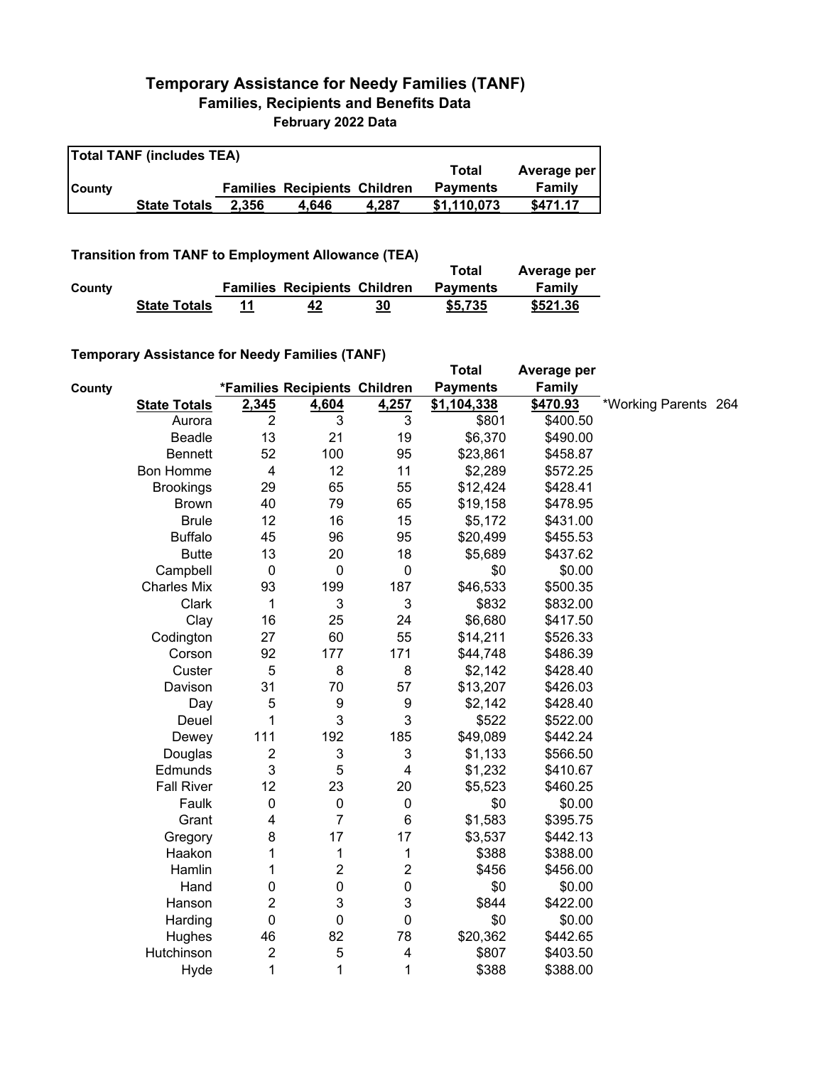# Temporary Assistance for Needy Families (TANF)

## Families, Recipients and Benefits Data

### February 2022 Data

**Total TANF (includes TEA)**

| County | | Families | Recipients | Children | Total Payments | Average per Family |
|---|---|---|---|---|---|---|
| | **State Totals** | **2,356** | **4,646** | **4,287** | **$1,110,073** | **$471.17** |

**Transition from TANF to Employment Allowance (TEA)**

| County | | Families | Recipients | Children | Total Payments | Average per Family |
|---|---|---|---|---|---|---|
| | **State Totals** | **11** | **42** | **30** | **$5,735** | **$521.36** |

**Temporary Assistance for Needy Families (TANF)**

| County | | *Families | Recipients | Children | Total Payments | Average per Family | |
|---|---|---|---|---|---|---|---|
| | **State Totals** | **2,345** | **4,604** | **4,257** | **$1,104,338** | **$470.93** | *Working Parents 264 |
| | Aurora | 2 | 3 | 3 | $801 | $400.50 | |
| | Beadle | 13 | 21 | 19 | $6,370 | $490.00 | |
| | Bennett | 52 | 100 | 95 | $23,861 | $458.87 | |
| | Bon Homme | 4 | 12 | 11 | $2,289 | $572.25 | |
| | Brookings | 29 | 65 | 55 | $12,424 | $428.41 | |
| | Brown | 40 | 79 | 65 | $19,158 | $478.95 | |
| | Brule | 12 | 16 | 15 | $5,172 | $431.00 | |
| | Buffalo | 45 | 96 | 95 | $20,499 | $455.53 | |
| | Butte | 13 | 20 | 18 | $5,689 | $437.62 | |
| | Campbell | 0 | 0 | 0 | $0 | $0.00 | |
| | Charles Mix | 93 | 199 | 187 | $46,533 | $500.35 | |
| | Clark | 1 | 3 | 3 | $832 | $832.00 | |
| | Clay | 16 | 25 | 24 | $6,680 | $417.50 | |
| | Codington | 27 | 60 | 55 | $14,211 | $526.33 | |
| | Corson | 92 | 177 | 171 | $44,748 | $486.39 | |
| | Custer | 5 | 8 | 8 | $2,142 | $428.40 | |
| | Davison | 31 | 70 | 57 | $13,207 | $426.03 | |
| | Day | 5 | 9 | 9 | $2,142 | $428.40 | |
| | Deuel | 1 | 3 | 3 | $522 | $522.00 | |
| | Dewey | 111 | 192 | 185 | $49,089 | $442.24 | |
| | Douglas | 2 | 3 | 3 | $1,133 | $566.50 | |
| | Edmunds | 3 | 5 | 4 | $1,232 | $410.67 | |
| | Fall River | 12 | 23 | 20 | $5,523 | $460.25 | |
| | Faulk | 0 | 0 | 0 | $0 | $0.00 | |
| | Grant | 4 | 7 | 6 | $1,583 | $395.75 | |
| | Gregory | 8 | 17 | 17 | $3,537 | $442.13 | |
| | Haakon | 1 | 1 | 1 | $388 | $388.00 | |
| | Hamlin | 1 | 2 | 2 | $456 | $456.00 | |
| | Hand | 0 | 0 | 0 | $0 | $0.00 | |
| | Hanson | 2 | 3 | 3 | $844 | $422.00 | |
| | Harding | 0 | 0 | 0 | $0 | $0.00 | |
| | Hughes | 46 | 82 | 78 | $20,362 | $442.65 | |
| | Hutchinson | 2 | 5 | 4 | $807 | $403.50 | |
| | Hyde | 1 | 1 | 1 | $388 | $388.00 | |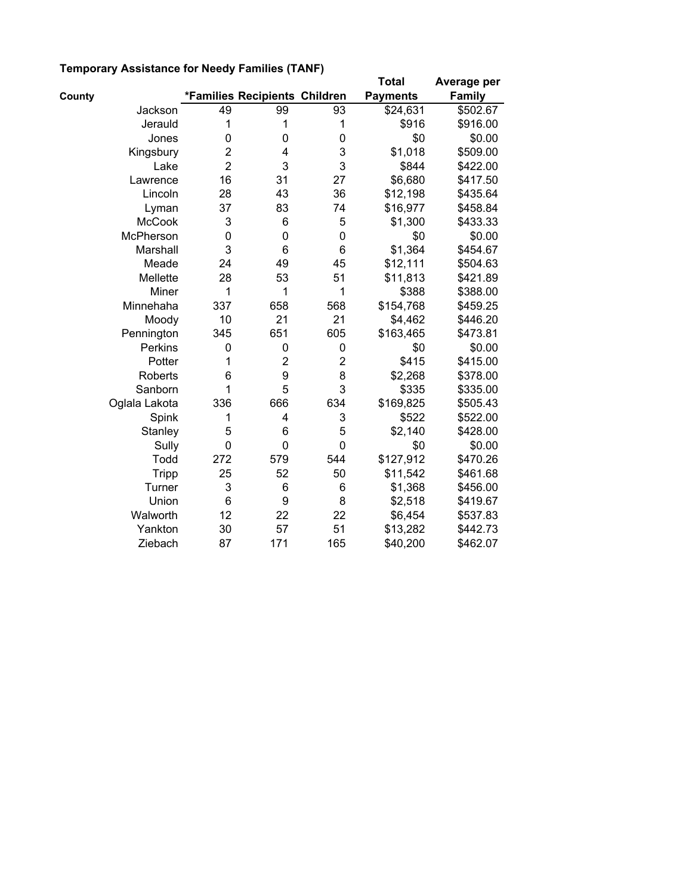**Temporary Assistance for Needy Families (TANF)**

| County | *Families | Recipients | Children | Total Payments | Average per Family |
|---|---|---|---|---|---|
| Jackson | 49 | 99 | 93 | $24,631 | $502.67 |
| Jerauld | 1 | 1 | 1 | $916 | $916.00 |
| Jones | 0 | 0 | 0 | $0 | $0.00 |
| Kingsbury | 2 | 4 | 3 | $1,018 | $509.00 |
| Lake | 2 | 3 | 3 | $844 | $422.00 |
| Lawrence | 16 | 31 | 27 | $6,680 | $417.50 |
| Lincoln | 28 | 43 | 36 | $12,198 | $435.64 |
| Lyman | 37 | 83 | 74 | $16,977 | $458.84 |
| McCook | 3 | 6 | 5 | $1,300 | $433.33 |
| McPherson | 0 | 0 | 0 | $0 | $0.00 |
| Marshall | 3 | 6 | 6 | $1,364 | $454.67 |
| Meade | 24 | 49 | 45 | $12,111 | $504.63 |
| Mellette | 28 | 53 | 51 | $11,813 | $421.89 |
| Miner | 1 | 1 | 1 | $388 | $388.00 |
| Minnehaha | 337 | 658 | 568 | $154,768 | $459.25 |
| Moody | 10 | 21 | 21 | $4,462 | $446.20 |
| Pennington | 345 | 651 | 605 | $163,465 | $473.81 |
| Perkins | 0 | 0 | 0 | $0 | $0.00 |
| Potter | 1 | 2 | 2 | $415 | $415.00 |
| Roberts | 6 | 9 | 8 | $2,268 | $378.00 |
| Sanborn | 1 | 5 | 3 | $335 | $335.00 |
| Oglala Lakota | 336 | 666 | 634 | $169,825 | $505.43 |
| Spink | 1 | 4 | 3 | $522 | $522.00 |
| Stanley | 5 | 6 | 5 | $2,140 | $428.00 |
| Sully | 0 | 0 | 0 | $0 | $0.00 |
| Todd | 272 | 579 | 544 | $127,912 | $470.26 |
| Tripp | 25 | 52 | 50 | $11,542 | $461.68 |
| Turner | 3 | 6 | 6 | $1,368 | $456.00 |
| Union | 6 | 9 | 8 | $2,518 | $419.67 |
| Walworth | 12 | 22 | 22 | $6,454 | $537.83 |
| Yankton | 30 | 57 | 51 | $13,282 | $442.73 |
| Ziebach | 87 | 171 | 165 | $40,200 | $462.07 |